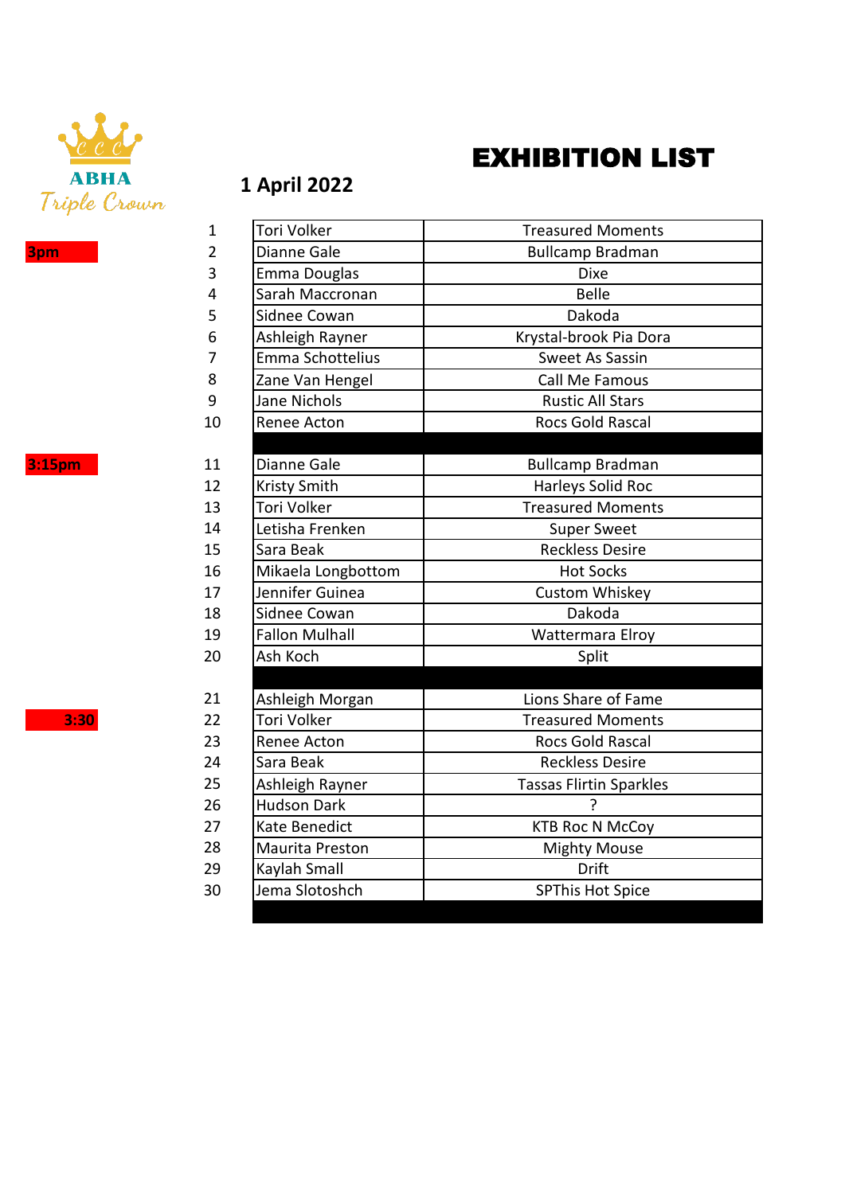ABHA
Triple Crown

# EXHIBITION LIST

## 1 April 2022

| Time | # | Rider | Horse |
|---|---|---|---|
| | 1 | Tori Volker | Treasured Moments |
| 3pm | 2 | Dianne Gale | Bullcamp Bradman |
| | 3 | Emma Douglas | Dixe |
| | 4 | Sarah Maccronan | Belle |
| | 5 | Sidnee Cowan | Dakoda |
| | 6 | Ashleigh Rayner | Krystal-brook Pia Dora |
| | 7 | Emma Schottelius | Sweet As Sassin |
| | 8 | Zane Van Hengel | Call Me Famous |
| | 9 | Jane Nichols | Rustic All Stars |
| | 10 | Renee Acton | Rocs Gold Rascal |
| | | | |
| 3:15pm | 11 | Dianne Gale | Bullcamp Bradman |
| | 12 | Kristy Smith | Harleys Solid Roc |
| | 13 | Tori Volker | Treasured Moments |
| | 14 | Letisha Frenken | Super Sweet |
| | 15 | Sara Beak | Reckless Desire |
| | 16 | Mikaela Longbottom | Hot Socks |
| | 17 | Jennifer Guinea | Custom Whiskey |
| | 18 | Sidnee Cowan | Dakoda |
| | 19 | Fallon Mulhall | Wattermara Elroy |
| | 20 | Ash Koch | Split |
| | | | |
| | 21 | Ashleigh Morgan | Lions Share of Fame |
| 3:30 | 22 | Tori Volker | Treasured Moments |
| | 23 | Renee Acton | Rocs Gold Rascal |
| | 24 | Sara Beak | Reckless Desire |
| | 25 | Ashleigh Rayner | Tassas Flirtin Sparkles |
| | 26 | Hudson Dark | ? |
| | 27 | Kate Benedict | KTB Roc N McCoy |
| | 28 | Maurita Preston | Mighty Mouse |
| | 29 | Kaylah Small | Drift |
| | 30 | Jema Slotoshch | SPThis Hot Spice |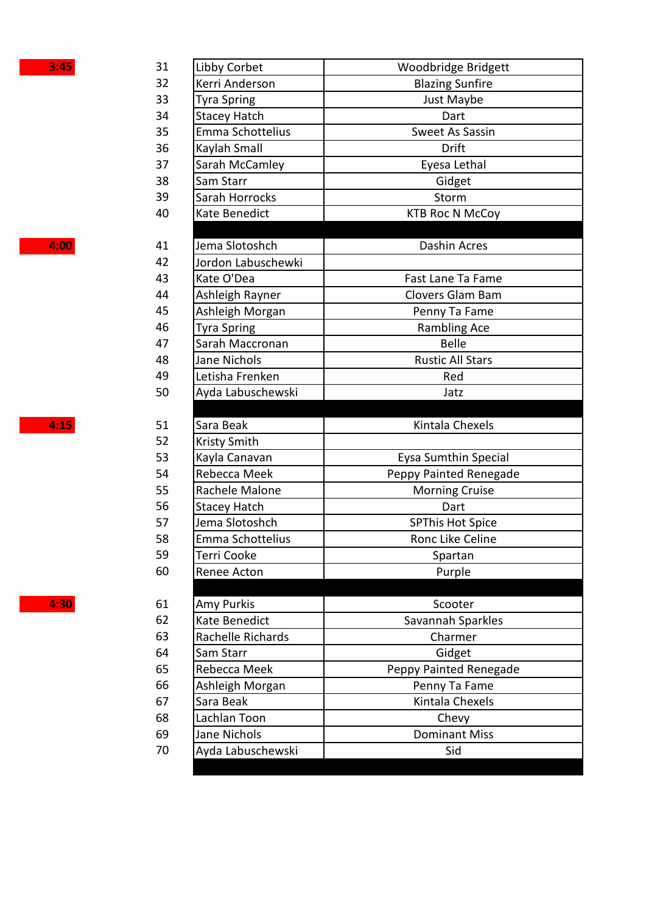| Time | No. | Rider | Horse |
|---|---|---|---|
| 3:45 | 31 | Libby Corbet | Woodbridge Bridgett |
| | 32 | Kerri Anderson | Blazing Sunfire |
| | 33 | Tyra Spring | Just Maybe |
| | 34 | Stacey Hatch | Dart |
| | 35 | Emma Schottelius | Sweet As Sassin |
| | 36 | Kaylah Small | Drift |
| | 37 | Sarah McCamley | Eyesa Lethal |
| | 38 | Sam Starr | Gidget |
| | 39 | Sarah Horrocks | Storm |
| | 40 | Kate Benedict | KTB Roc N McCoy |
| 4:00 | 41 | Jema Slotoshch | Dashin Acres |
| | 42 | Jordon Labuschewki | |
| | 43 | Kate O'Dea | Fast Lane Ta Fame |
| | 44 | Ashleigh Rayner | Clovers Glam Bam |
| | 45 | Ashleigh Morgan | Penny Ta Fame |
| | 46 | Tyra Spring | Rambling Ace |
| | 47 | Sarah Maccronan | Belle |
| | 48 | Jane Nichols | Rustic All Stars |
| | 49 | Letisha Frenken | Red |
| | 50 | Ayda Labuschewski | Jatz |
| 4:15 | 51 | Sara Beak | Kintala Chexels |
| | 52 | Kristy Smith | |
| | 53 | Kayla Canavan | Eysa Sumthin Special |
| | 54 | Rebecca Meek | Peppy Painted Renegade |
| | 55 | Rachele Malone | Morning Cruise |
| | 56 | Stacey Hatch | Dart |
| | 57 | Jema Slotoshch | SPThis Hot Spice |
| | 58 | Emma Schottelius | Ronc Like Celine |
| | 59 | Terri Cooke | Spartan |
| | 60 | Renee Acton | Purple |
| 4:30 | 61 | Amy Purkis | Scooter |
| | 62 | Kate Benedict | Savannah Sparkles |
| | 63 | Rachelle Richards | Charmer |
| | 64 | Sam Starr | Gidget |
| | 65 | Rebecca Meek | Peppy Painted Renegade |
| | 66 | Ashleigh Morgan | Penny Ta Fame |
| | 67 | Sara Beak | Kintala Chexels |
| | 68 | Lachlan Toon | Chevy |
| | 69 | Jane Nichols | Dominant Miss |
| | 70 | Ayda Labuschewski | Sid |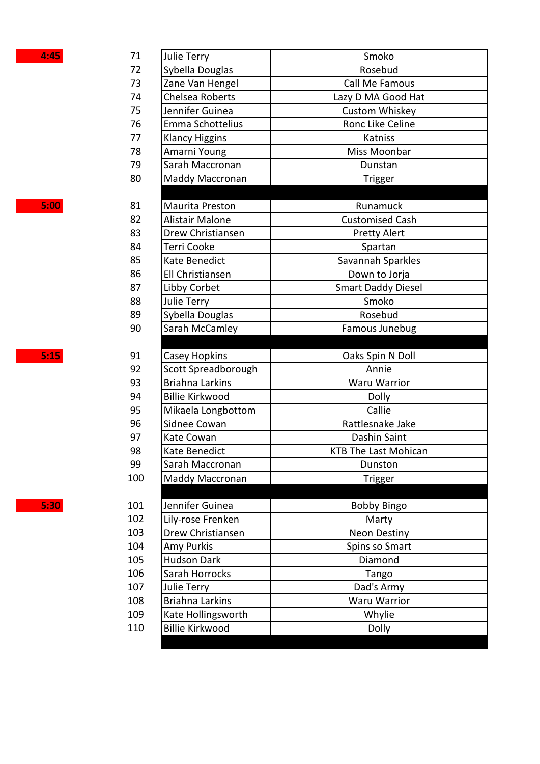| Time | No. | Rider | Horse |
|---|---|---|---|
| 4:45 | 71 | Julie Terry | Smoko |
| | 72 | Sybella Douglas | Rosebud |
| | 73 | Zane Van Hengel | Call Me Famous |
| | 74 | Chelsea Roberts | Lazy D MA Good Hat |
| | 75 | Jennifer Guinea | Custom Whiskey |
| | 76 | Emma Schottelius | Ronc Like Celine |
| | 77 | Klancy Higgins | Katniss |
| | 78 | Amarni Young | Miss Moonbar |
| | 79 | Sarah Maccronan | Dunstan |
| | 80 | Maddy Maccronan | Trigger |
| 5:00 | 81 | Maurita Preston | Runamuck |
| | 82 | Alistair Malone | Customised Cash |
| | 83 | Drew Christiansen | Pretty Alert |
| | 84 | Terri Cooke | Spartan |
| | 85 | Kate Benedict | Savannah Sparkles |
| | 86 | Ell Christiansen | Down to Jorja |
| | 87 | Libby Corbet | Smart Daddy Diesel |
| | 88 | Julie Terry | Smoko |
| | 89 | Sybella Douglas | Rosebud |
| | 90 | Sarah McCamley | Famous Junebug |
| 5:15 | 91 | Casey Hopkins | Oaks Spin N Doll |
| | 92 | Scott Spreadborough | Annie |
| | 93 | Briahna Larkins | Waru Warrior |
| | 94 | Billie Kirkwood | Dolly |
| | 95 | Mikaela Longbottom | Callie |
| | 96 | Sidnee Cowan | Rattlesnake Jake |
| | 97 | Kate Cowan | Dashin Saint |
| | 98 | Kate Benedict | KTB The Last Mohican |
| | 99 | Sarah Maccronan | Dunston |
| | 100 | Maddy Maccronan | Trigger |
| 5:30 | 101 | Jennifer Guinea | Bobby Bingo |
| | 102 | Lily-rose Frenken | Marty |
| | 103 | Drew Christiansen | Neon Destiny |
| | 104 | Amy Purkis | Spins so Smart |
| | 105 | Hudson Dark | Diamond |
| | 106 | Sarah Horrocks | Tango |
| | 107 | Julie Terry | Dad's Army |
| | 108 | Briahna Larkins | Waru Warrior |
| | 109 | Kate Hollingsworth | Whylie |
| | 110 | Billie Kirkwood | Dolly |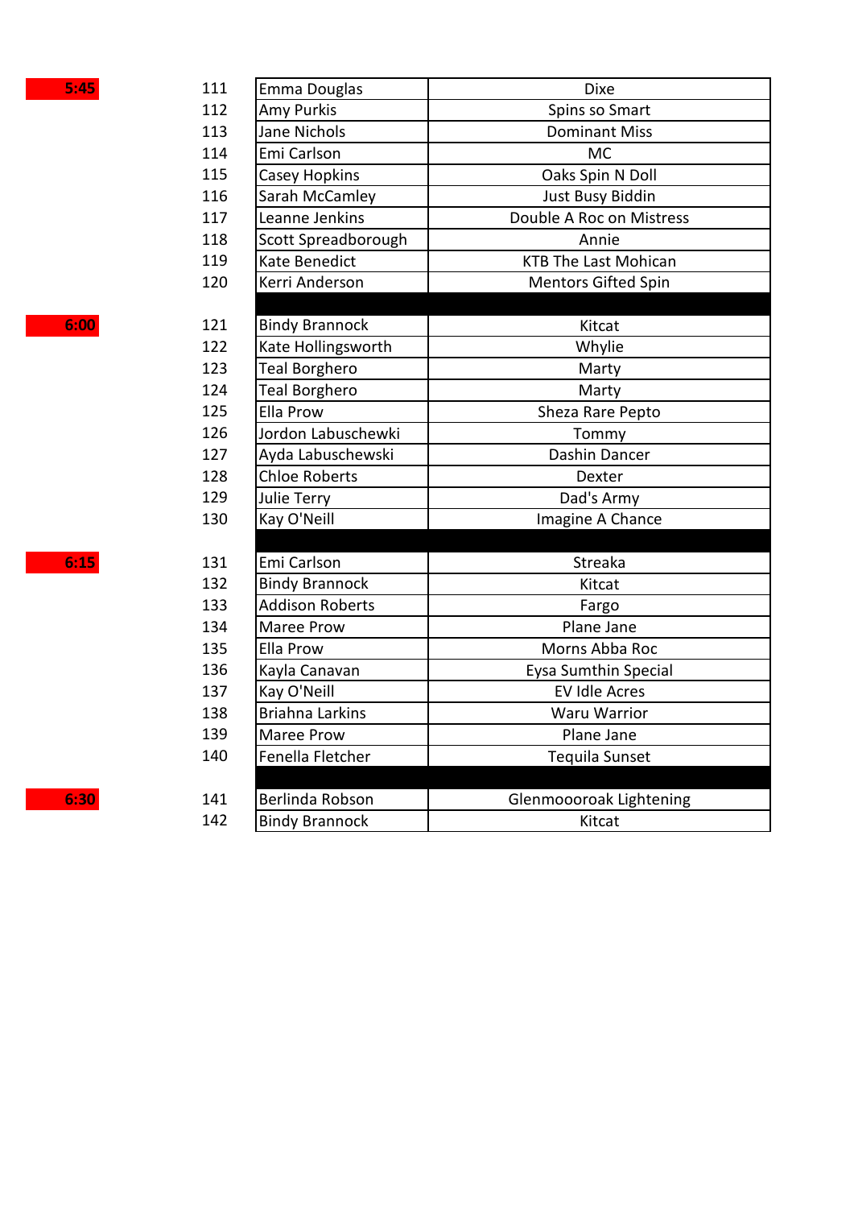| | | | |
|---|---|---|---|
| 5:45 | 111 | Emma Douglas | Dixe |
| | 112 | Amy Purkis | Spins so Smart |
| | 113 | Jane Nichols | Dominant Miss |
| | 114 | Emi Carlson | MC |
| | 115 | Casey Hopkins | Oaks Spin N Doll |
| | 116 | Sarah McCamley | Just Busy Biddin |
| | 117 | Leanne Jenkins | Double A Roc on Mistress |
| | 118 | Scott Spreadborough | Annie |
| | 119 | Kate Benedict | KTB The Last Mohican |
| | 120 | Kerri Anderson | Mentors Gifted Spin |
| | | | |
| 6:00 | 121 | Bindy Brannock | Kitcat |
| | 122 | Kate Hollingsworth | Whylie |
| | 123 | Teal Borghero | Marty |
| | 124 | Teal Borghero | Marty |
| | 125 | Ella Prow | Sheza Rare Pepto |
| | 126 | Jordon Labuschewki | Tommy |
| | 127 | Ayda Labuschewski | Dashin Dancer |
| | 128 | Chloe Roberts | Dexter |
| | 129 | Julie Terry | Dad's Army |
| | 130 | Kay O'Neill | Imagine A Chance |
| | | | |
| 6:15 | 131 | Emi Carlson | Streaka |
| | 132 | Bindy Brannock | Kitcat |
| | 133 | Addison Roberts | Fargo |
| | 134 | Maree Prow | Plane Jane |
| | 135 | Ella Prow | Morns Abba Roc |
| | 136 | Kayla Canavan | Eysa Sumthin Special |
| | 137 | Kay O'Neill | EV Idle Acres |
| | 138 | Briahna Larkins | Waru Warrior |
| | 139 | Maree Prow | Plane Jane |
| | 140 | Fenella Fletcher | Tequila Sunset |
| | | | |
| 6:30 | 141 | Berlinda Robson | Glenmoooroak Lightening |
| | 142 | Bindy Brannock | Kitcat |